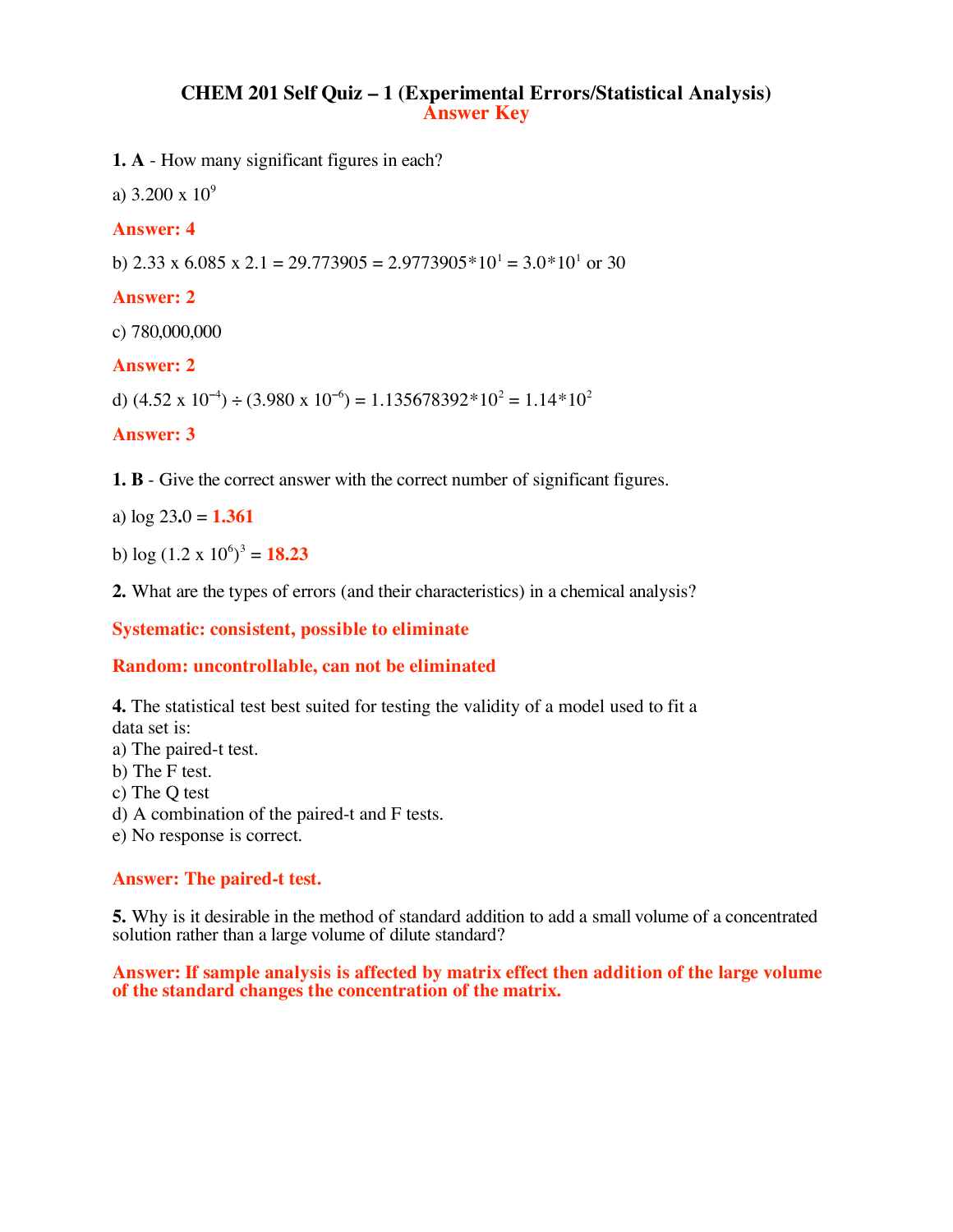# CHEM 201 Self Quiz – 1 (Experimental Errors/Statistical Analysis)

## Answer Key

**1. A** - How many significant figures in each?

a) $3.200 \times 10^9$

**Answer: 4**

b) $2.33 \times 6.085 \times 2.1 = 29.773905 = 2.9773905*10^1 = 3.0*10^1$ or 30

**Answer: 2**

c) 780,000,000

**Answer: 2**

d) $(4.52 \times 10^{-4}) \div (3.980 \times 10^{-6}) = 1.135678392*10^2 = 1.14*10^2$

**Answer: 3**

**1. B** - Give the correct answer with the correct number of significant figures.

a) log 23**.**0 = **1.361**

b) $\log (1.2 \times 10^6)^3$ = **18.23**

**2.** What are the types of errors (and their characteristics) in a chemical analysis?

**Systematic: consistent, possible to eliminate**

**Random: uncontrollable, can not be eliminated**

**4.** The statistical test best suited for testing the validity of a model used to fit a data set is:

a) The paired-t test.
b) The F test.
c) The Q test
d) A combination of the paired-t and F tests.
e) No response is correct.

**Answer: The paired-t test.**

**5.** Why is it desirable in the method of standard addition to add a small volume of a concentrated solution rather than a large volume of dilute standard?

**Answer: If sample analysis is affected by matrix effect then addition of the large volume of the standard changes the concentration of the matrix.**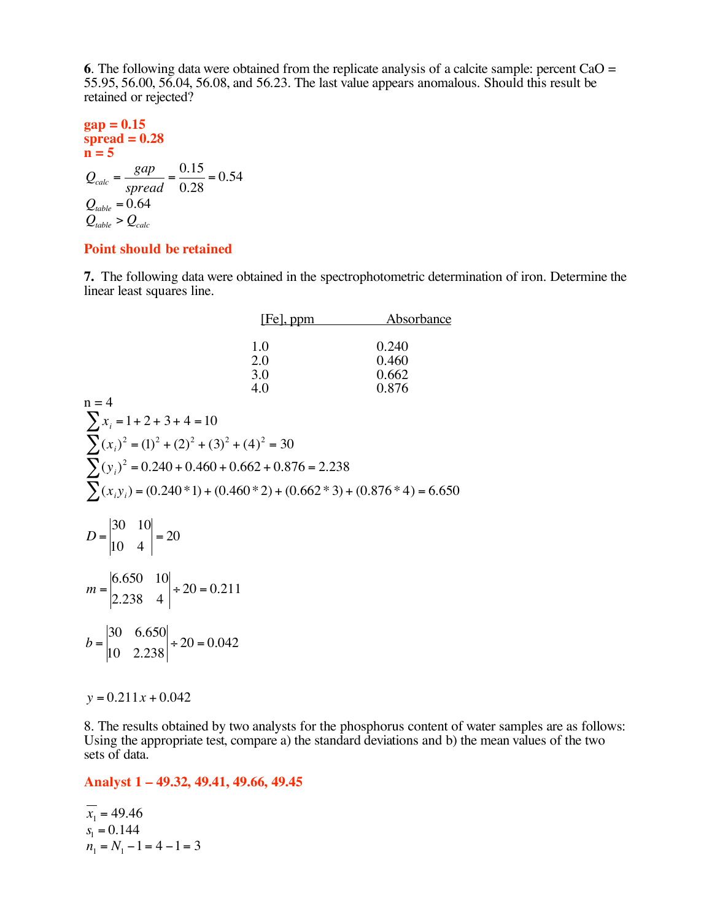**6**. The following data were obtained from the replicate analysis of a calcite sample: percent CaO = 55.95, 56.00, 56.04, 56.08, and 56.23. The last value appears anomalous. Should this result be retained or rejected?

**gap = 0.15**
**spread = 0.28**
**n = 5**

$$Q_{calc} = \frac{gap}{spread} = \frac{0.15}{0.28} = 0.54$$
$$Q_{table} = 0.64$$
$$Q_{table} > Q_{calc}$$

**Point should be retained**

**7.** The following data were obtained in the spectrophotometric determination of iron. Determine the linear least squares line.

| [Fe], ppm | Absorbance |
|---|---|
| 1.0 | 0.240 |
| 2.0 | 0.460 |
| 3.0 | 0.662 |
| 4.0 | 0.876 |

n = 4

$$\sum x_i = 1 + 2 + 3 + 4 = 10$$
$$\sum (x_i)^2 = (1)^2 + (2)^2 + (3)^2 + (4)^2 = 30$$
$$\sum (y_i)^2 = 0.240 + 0.460 + 0.662 + 0.876 = 2.238$$
$$\sum (x_i y_i) = (0.240 * 1) + (0.460 * 2) + (0.662 * 3) + (0.876 * 4) = 6.650$$

$$D = \begin{vmatrix} 30 & 10 \\ 10 & 4 \end{vmatrix} = 20$$

$$m = \begin{vmatrix} 6.650 & 10 \\ 2.238 & 4 \end{vmatrix} \div 20 = 0.211$$

$$b = \begin{vmatrix} 30 & 6.650 \\ 10 & 2.238 \end{vmatrix} \div 20 = 0.042$$

$$y = 0.211x + 0.042$$

8. The results obtained by two analysts for the phosphorus content of water samples are as follows: Using the appropriate test, compare a) the standard deviations and b) the mean values of the two sets of data.

**Analyst 1 – 49.32, 49.41, 49.66, 49.45**

$$\overline{x_1} = 49.46$$
$$s_1 = 0.144$$
$$n_1 = N_1 - 1 = 4 - 1 = 3$$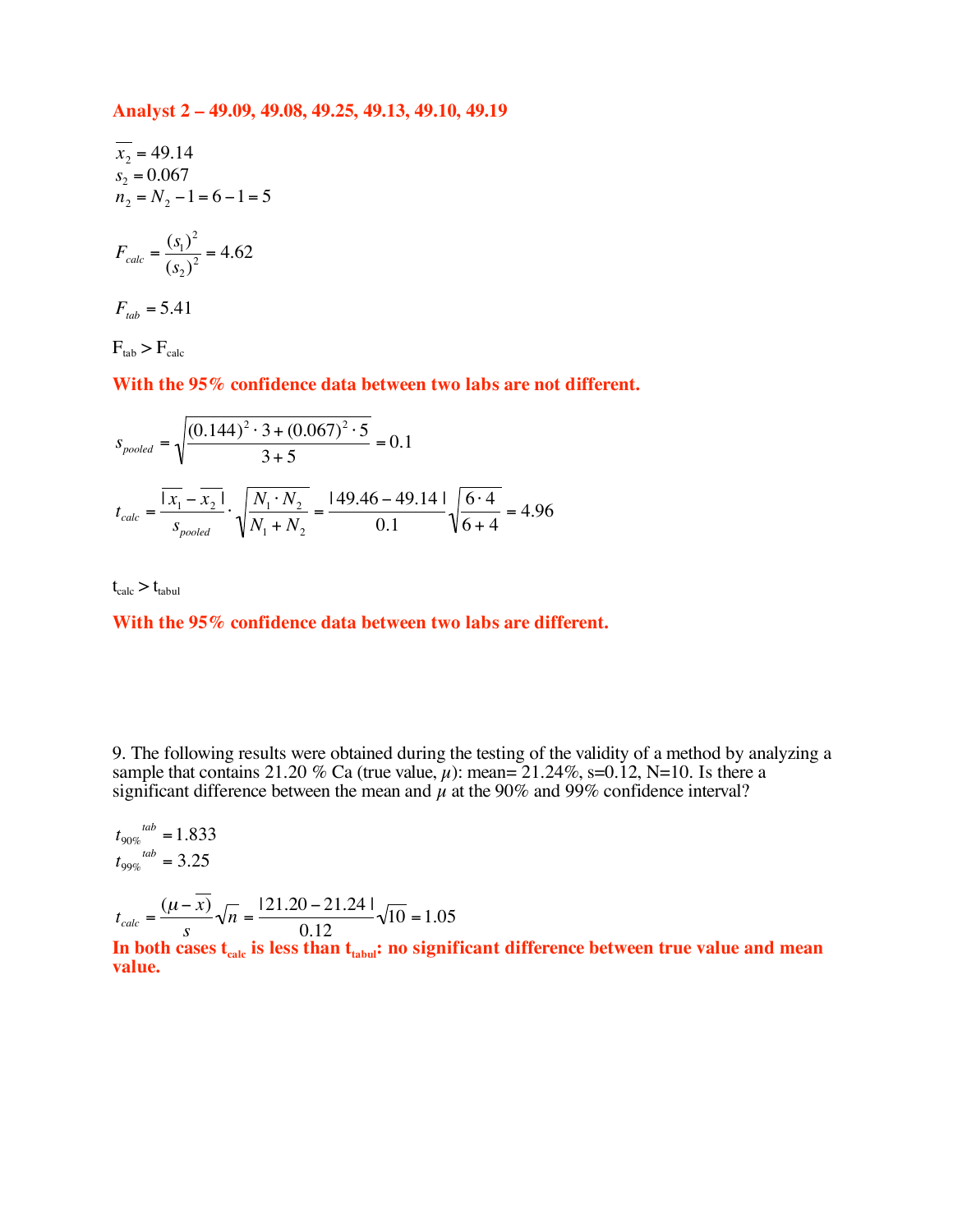**Analyst 2 – 49.09, 49.08, 49.25, 49.13, 49.10, 49.19**

$$\overline{x_2} = 49.14$$
$$s_2 = 0.067$$
$$n_2 = N_2 - 1 = 6 - 1 = 5$$

$$F_{calc} = \frac{(s_1)^2}{(s_2)^2} = 4.62$$

$$F_{tab} = 5.41$$

$F_{tab} > F_{calc}$

**With the 95% confidence data between two labs are not different.**

$$s_{pooled} = \sqrt{\frac{(0.144)^2 \cdot 3 + (0.067)^2 \cdot 5}{3+5}} = 0.1$$

$$t_{calc} = \frac{|\overline{x_1} - \overline{x_2}|}{s_{pooled}} \cdot \sqrt{\frac{N_1 \cdot N_2}{N_1 + N_2}} = \frac{|49.46 - 49.14|}{0.1}\sqrt{\frac{6 \cdot 4}{6+4}} = 4.96$$

$t_{calc} > t_{tabul}$

**With the 95% confidence data between two labs are different.**

9. The following results were obtained during the testing of the validity of a method by analyzing a sample that contains 21.20 % Ca (true value, $\mu$): mean= 21.24%, s=0.12, N=10. Is there a significant difference between the mean and $\mu$ at the 90% and 99% confidence interval?

$$t_{90\%}^{tab} = 1.833$$
$$t_{99\%}^{tab} = 3.25$$

$$t_{calc} = \frac{(\mu - \overline{x})}{s}\sqrt{n} = \frac{|21.20 - 21.24|}{0.12}\sqrt{10} = 1.05$$

**In both cases $t_{calc}$ is less than $t_{tabul}$: no significant difference between true value and mean value.**